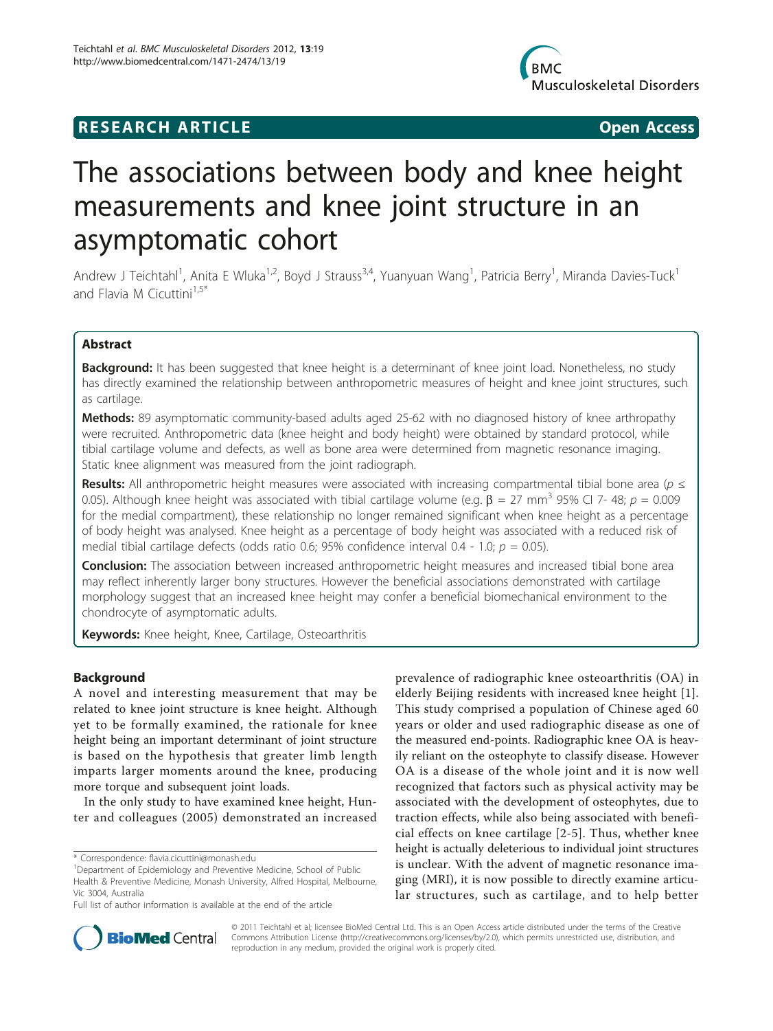**RESEARCH ARTICLE** **Open Access**

# The associations between body and knee height measurements and knee joint structure in an asymptomatic cohort

Andrew J Teichtahl[1], Anita E Wluka[1,2], Boyd J Strauss[3,4], Yuanyuan Wang[1], Patricia Berry[1], Miranda Davies-Tuck[1] and Flavia M Cicuttini[1,5*]

## Abstract

**Background:** It has been suggested that knee height is a determinant of knee joint load. Nonetheless, no study has directly examined the relationship between anthropometric measures of height and knee joint structures, such as cartilage.

**Methods:** 89 asymptomatic community-based adults aged 25-62 with no diagnosed history of knee arthropathy were recruited. Anthropometric data (knee height and body height) were obtained by standard protocol, while tibial cartilage volume and defects, as well as bone area were determined from magnetic resonance imaging. Static knee alignment was measured from the joint radiograph.

**Results:** All anthropometric height measures were associated with increasing compartmental tibial bone area ($p \leq 0.05$). Although knee height was associated with tibial cartilage volume (e.g. $\beta = 27$ mm$^3$ 95% CI 7- 48; $p = 0.009$ for the medial compartment), these relationship no longer remained significant when knee height as a percentage of body height was analysed. Knee height as a percentage of body height was associated with a reduced risk of medial tibial cartilage defects (odds ratio 0.6; 95% confidence interval 0.4 - 1.0; $p = 0.05$).

**Conclusion:** The association between increased anthropometric height measures and increased tibial bone area may reflect inherently larger bony structures. However the beneficial associations demonstrated with cartilage morphology suggest that an increased knee height may confer a beneficial biomechanical environment to the chondrocyte of asymptomatic adults.

**Keywords:** Knee height, Knee, Cartilage, Osteoarthritis

## Background

A novel and interesting measurement that may be related to knee joint structure is knee height. Although yet to be formally examined, the rationale for knee height being an important determinant of joint structure is based on the hypothesis that greater limb length imparts larger moments around the knee, producing more torque and subsequent joint loads.

In the only study to have examined knee height, Hunter and colleagues (2005) demonstrated an increased prevalence of radiographic knee osteoarthritis (OA) in elderly Beijing residents with increased knee height [1]. This study comprised a population of Chinese aged 60 years or older and used radiographic disease as one of the measured end-points. Radiographic knee OA is heavily reliant on the osteophyte to classify disease. However OA is a disease of the whole joint and it is now well recognized that factors such as physical activity may be associated with the development of osteophytes, due to traction effects, while also being associated with beneficial effects on knee cartilage [2-5]. Thus, whether knee height is actually deleterious to individual joint structures is unclear. With the advent of magnetic resonance imaging (MRI), it is now possible to directly examine articular structures, such as cartilage, and to help better

\* Correspondence: flavia.cicuttini@monash.edu
[1]Department of Epidemiology and Preventive Medicine, School of Public Health & Preventive Medicine, Monash University, Alfred Hospital, Melbourne, Vic 3004, Australia
Full list of author information is available at the end of the article

© 2011 Teichtahl et al; licensee BioMed Central Ltd. This is an Open Access article distributed under the terms of the Creative Commons Attribution License (http://creativecommons.org/licenses/by/2.0), which permits unrestricted use, distribution, and reproduction in any medium, provided the original work is properly cited.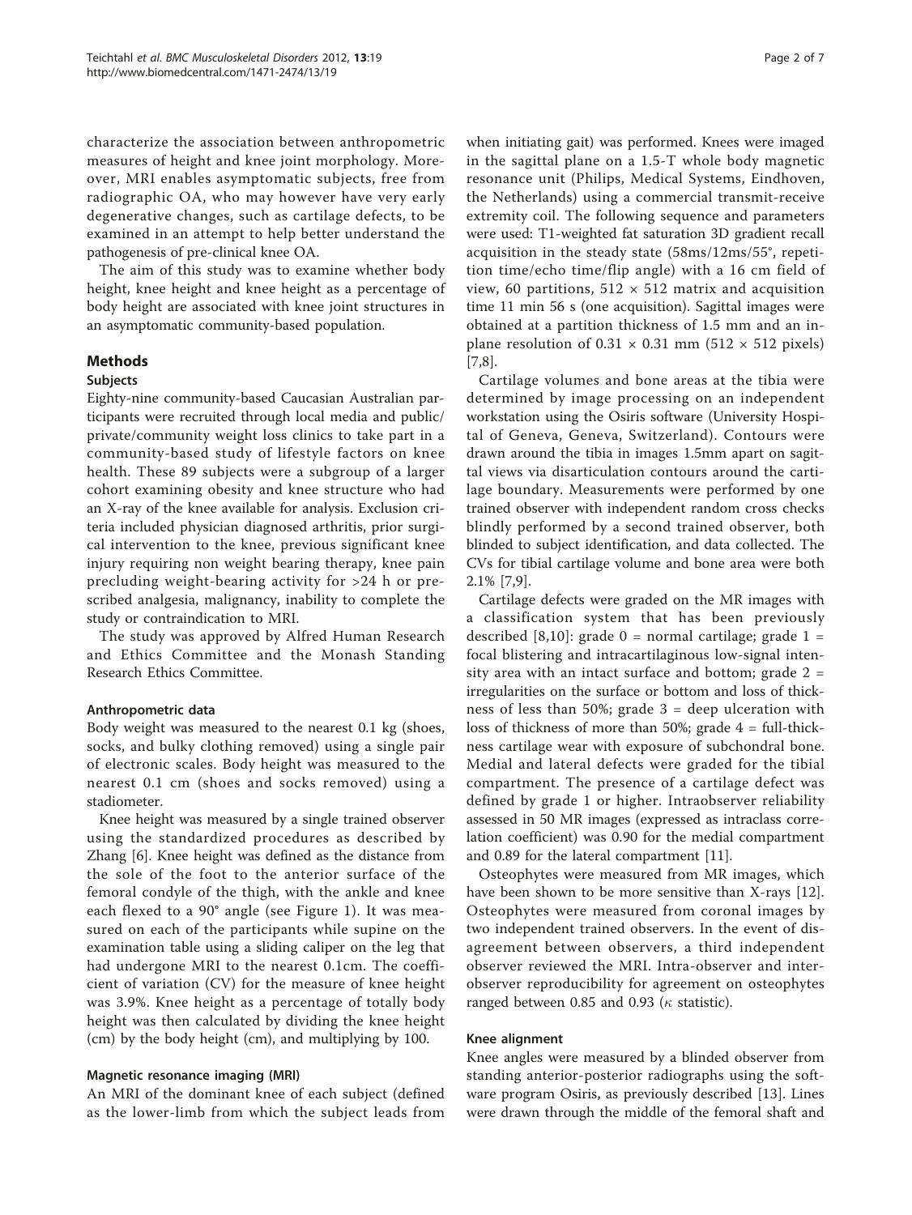characterize the association between anthropometric measures of height and knee joint morphology. Moreover, MRI enables asymptomatic subjects, free from radiographic OA, who may however have very early degenerative changes, such as cartilage defects, to be examined in an attempt to help better understand the pathogenesis of pre-clinical knee OA.

The aim of this study was to examine whether body height, knee height and knee height as a percentage of body height are associated with knee joint structures in an asymptomatic community-based population.

## Methods

### Subjects

Eighty-nine community-based Caucasian Australian participants were recruited through local media and public/private/community weight loss clinics to take part in a community-based study of lifestyle factors on knee health. These 89 subjects were a subgroup of a larger cohort examining obesity and knee structure who had an X-ray of the knee available for analysis. Exclusion criteria included physician diagnosed arthritis, prior surgical intervention to the knee, previous significant knee injury requiring non weight bearing therapy, knee pain precluding weight-bearing activity for >24 h or prescribed analgesia, malignancy, inability to complete the study or contraindication to MRI.

The study was approved by Alfred Human Research and Ethics Committee and the Monash Standing Research Ethics Committee.

#### Anthropometric data

Body weight was measured to the nearest 0.1 kg (shoes, socks, and bulky clothing removed) using a single pair of electronic scales. Body height was measured to the nearest 0.1 cm (shoes and socks removed) using a stadiometer.

Knee height was measured by a single trained observer using the standardized procedures as described by Zhang [6]. Knee height was defined as the distance from the sole of the foot to the anterior surface of the femoral condyle of the thigh, with the ankle and knee each flexed to a 90° angle (see Figure 1). It was measured on each of the participants while supine on the examination table using a sliding caliper on the leg that had undergone MRI to the nearest 0.1cm. The coefficient of variation (CV) for the measure of knee height was 3.9%. Knee height as a percentage of totally body height was then calculated by dividing the knee height (cm) by the body height (cm), and multiplying by 100.

#### Magnetic resonance imaging (MRI)

An MRI of the dominant knee of each subject (defined as the lower-limb from which the subject leads from when initiating gait) was performed. Knees were imaged in the sagittal plane on a 1.5-T whole body magnetic resonance unit (Philips, Medical Systems, Eindhoven, the Netherlands) using a commercial transmit-receive extremity coil. The following sequence and parameters were used: T1-weighted fat saturation 3D gradient recall acquisition in the steady state (58ms/12ms/55°, repetition time/echo time/flip angle) with a 16 cm field of view, 60 partitions, 512 × 512 matrix and acquisition time 11 min 56 s (one acquisition). Sagittal images were obtained at a partition thickness of 1.5 mm and an in-plane resolution of 0.31 × 0.31 mm (512 × 512 pixels) [7,8].

Cartilage volumes and bone areas at the tibia were determined by image processing on an independent workstation using the Osiris software (University Hospital of Geneva, Geneva, Switzerland). Contours were drawn around the tibia in images 1.5mm apart on sagittal views via disarticulation contours around the cartilage boundary. Measurements were performed by one trained observer with independent random cross checks blindly performed by a second trained observer, both blinded to subject identification, and data collected. The CVs for tibial cartilage volume and bone area were both 2.1% [7,9].

Cartilage defects were graded on the MR images with a classification system that has been previously described [8,10]: grade 0 = normal cartilage; grade 1 = focal blistering and intracartilaginous low-signal intensity area with an intact surface and bottom; grade 2 = irregularities on the surface or bottom and loss of thickness of less than 50%; grade 3 = deep ulceration with loss of thickness of more than 50%; grade 4 = full-thickness cartilage wear with exposure of subchondral bone. Medial and lateral defects were graded for the tibial compartment. The presence of a cartilage defect was defined by grade 1 or higher. Intraobserver reliability assessed in 50 MR images (expressed as intraclass correlation coefficient) was 0.90 for the medial compartment and 0.89 for the lateral compartment [11].

Osteophytes were measured from MR images, which have been shown to be more sensitive than X-rays [12]. Osteophytes were measured from coronal images by two independent trained observers. In the event of disagreement between observers, a third independent observer reviewed the MRI. Intra-observer and inter-observer reproducibility for agreement on osteophytes ranged between 0.85 and 0.93 ($\kappa$ statistic).

#### Knee alignment

Knee angles were measured by a blinded observer from standing anterior-posterior radiographs using the software program Osiris, as previously described [13]. Lines were drawn through the middle of the femoral shaft and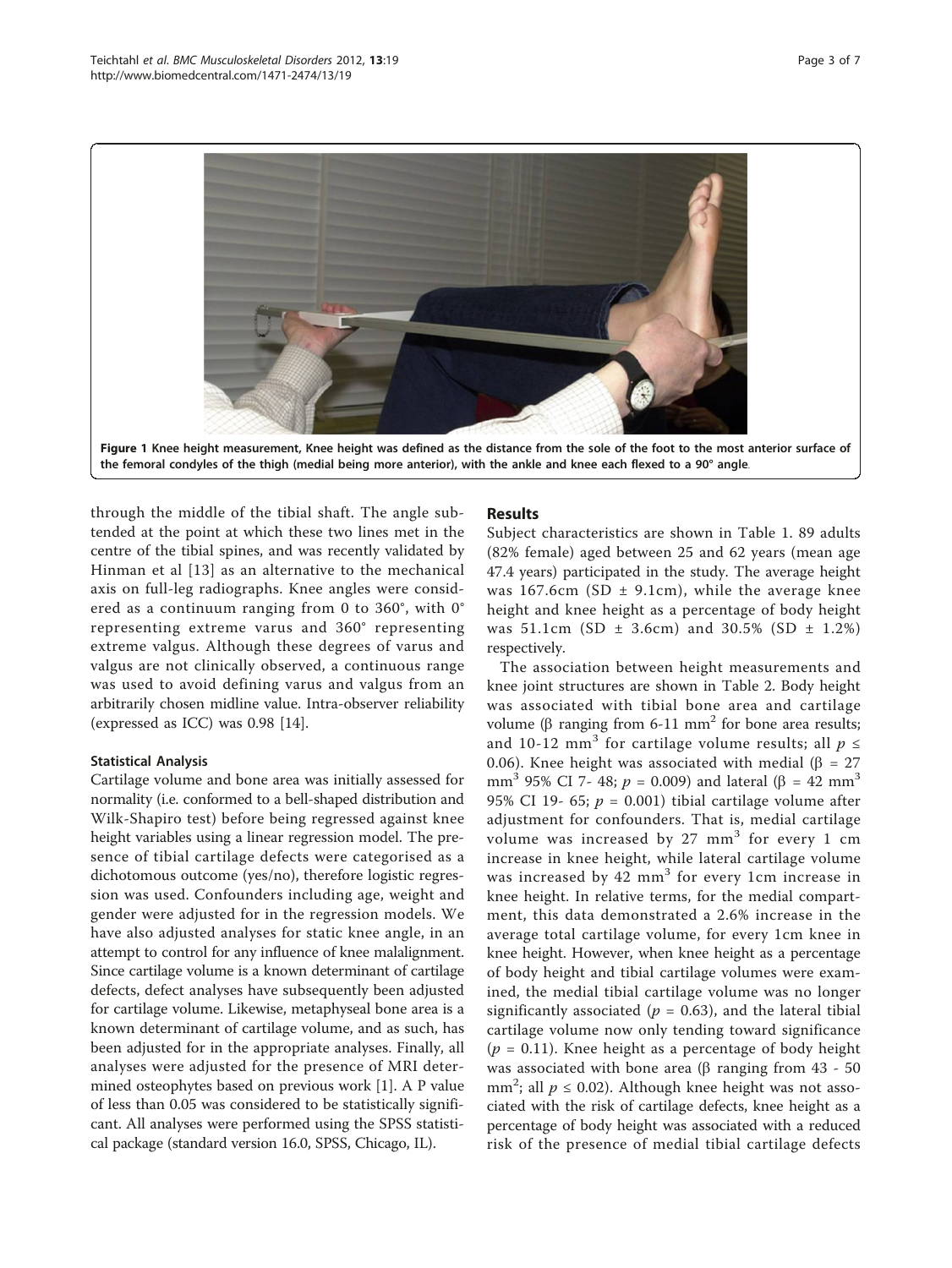**Figure 1 Knee height measurement, Knee height was defined as the distance from the sole of the foot to the most anterior surface of the femoral condyles of the thigh (medial being more anterior), with the ankle and knee each flexed to a 90° angle.**

through the middle of the tibial shaft. The angle subtended at the point at which these two lines met in the centre of the tibial spines, and was recently validated by Hinman et al [13] as an alternative to the mechanical axis on full-leg radiographs. Knee angles were considered as a continuum ranging from 0 to 360°, with 0° representing extreme varus and 360° representing extreme valgus. Although these degrees of varus and valgus are not clinically observed, a continuous range was used to avoid defining varus and valgus from an arbitrarily chosen midline value. Intra-observer reliability (expressed as ICC) was 0.98 [14].

### Statistical Analysis

Cartilage volume and bone area was initially assessed for normality (i.e. conformed to a bell-shaped distribution and Wilk-Shapiro test) before being regressed against knee height variables using a linear regression model. The presence of tibial cartilage defects were categorised as a dichotomous outcome (yes/no), therefore logistic regression was used. Confounders including age, weight and gender were adjusted for in the regression models. We have also adjusted analyses for static knee angle, in an attempt to control for any influence of knee malalignment. Since cartilage volume is a known determinant of cartilage defects, defect analyses have subsequently been adjusted for cartilage volume. Likewise, metaphyseal bone area is a known determinant of cartilage volume, and as such, has been adjusted for in the appropriate analyses. Finally, all analyses were adjusted for the presence of MRI determined osteophytes based on previous work [1]. A P value of less than 0.05 was considered to be statistically significant. All analyses were performed using the SPSS statistical package (standard version 16.0, SPSS, Chicago, IL).

## Results

Subject characteristics are shown in Table 1. 89 adults (82% female) aged between 25 and 62 years (mean age 47.4 years) participated in the study. The average height was 167.6cm (SD ± 9.1cm), while the average knee height and knee height as a percentage of body height was 51.1cm (SD ± 3.6cm) and 30.5% (SD ± 1.2%) respectively.

The association between height measurements and knee joint structures are shown in Table 2. Body height was associated with tibial bone area and cartilage volume (β ranging from 6-11 $mm^2$ for bone area results; and 10-12 $mm^3$ for cartilage volume results; all $p \leq 0.06$). Knee height was associated with medial (β = 27 $mm^3$ 95% CI 7- 48; $p = 0.009$) and lateral (β = 42 $mm^3$ 95% CI 19- 65; $p = 0.001$) tibial cartilage volume after adjustment for confounders. That is, medial cartilage volume was increased by 27 $mm^3$ for every 1 cm increase in knee height, while lateral cartilage volume was increased by 42 $mm^3$ for every 1cm increase in knee height. In relative terms, for the medial compartment, this data demonstrated a 2.6% increase in the average total cartilage volume, for every 1cm knee in knee height. However, when knee height as a percentage of body height and tibial cartilage volumes were examined, the medial tibial cartilage volume was no longer significantly associated ($p = 0.63$), and the lateral tibial cartilage volume now only tending toward significance ($p = 0.11$). Knee height as a percentage of body height was associated with bone area (β ranging from 43 - 50 $mm^2$; all $p \leq 0.02$). Although knee height was not associated with the risk of cartilage defects, knee height as a percentage of body height was associated with a reduced risk of the presence of medial tibial cartilage defects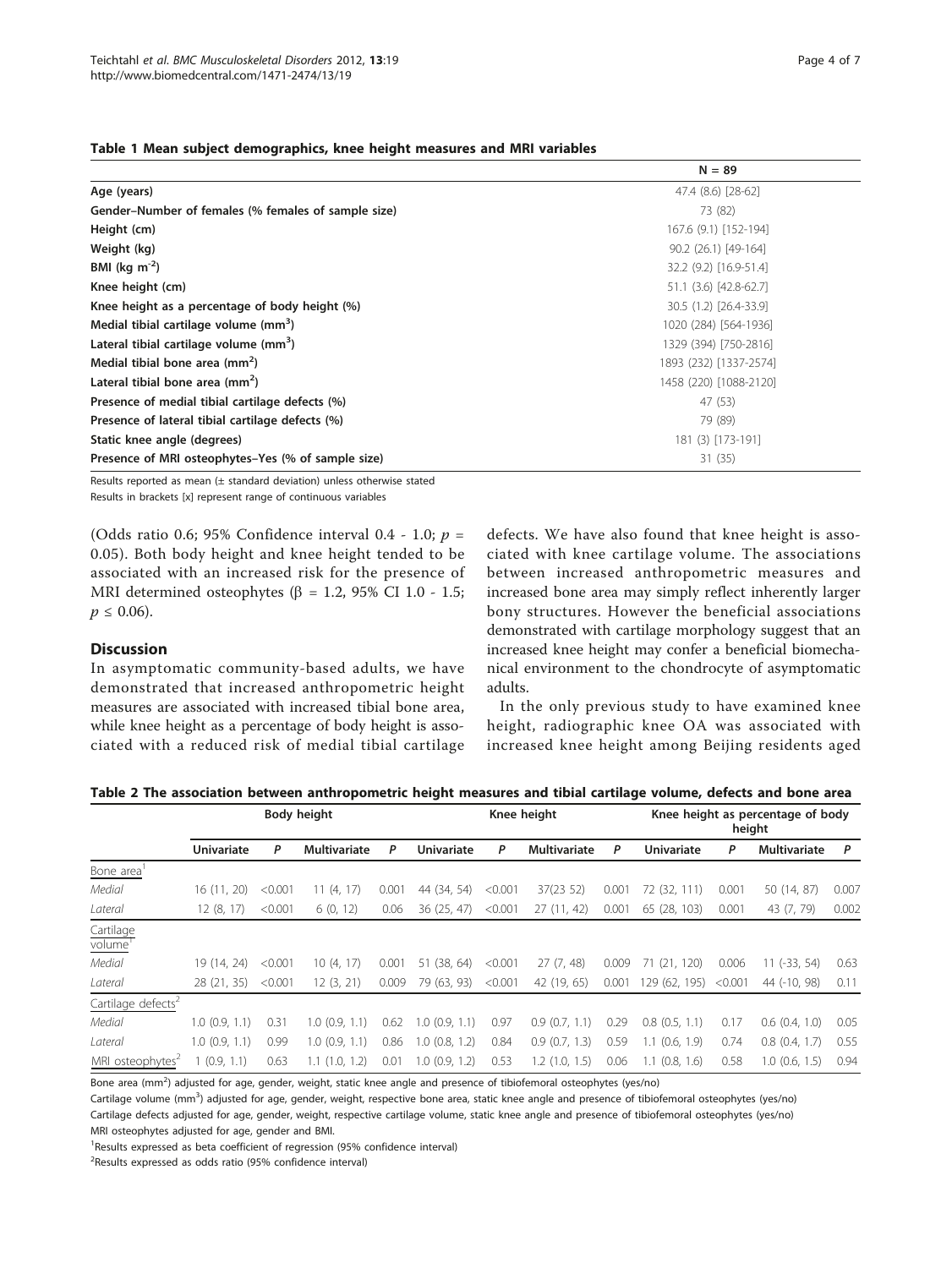**Table 1 Mean subject demographics, knee height measures and MRI variables**

| | N = 89 |
|---|---|
| **Age (years)** | 47.4 (8.6) [28-62] |
| **Gender–Number of females (% females of sample size)** | 73 (82) |
| **Height (cm)** | 167.6 (9.1) [152-194] |
| **Weight (kg)** | 90.2 (26.1) [49-164] |
| **BMI (kg m$^{-2}$)** | 32.2 (9.2) [16.9-51.4] |
| **Knee height (cm)** | 51.1 (3.6) [42.8-62.7] |
| **Knee height as a percentage of body height (%)** | 30.5 (1.2) [26.4-33.9] |
| **Medial tibial cartilage volume (mm$^3$)** | 1020 (284) [564-1936] |
| **Lateral tibial cartilage volume (mm$^3$)** | 1329 (394) [750-2816] |
| **Medial tibial bone area (mm$^2$)** | 1893 (232) [1337-2574] |
| **Lateral tibial bone area (mm$^2$)** | 1458 (220) [1088-2120] |
| **Presence of medial tibial cartilage defects (%)** | 47 (53) |
| **Presence of lateral tibial cartilage defects (%)** | 79 (89) |
| **Static knee angle (degrees)** | 181 (3) [173-191] |
| **Presence of MRI osteophytes–Yes (% of sample size)** | 31 (35) |

Results reported as mean (± standard deviation) unless otherwise stated

Results in brackets [x] represent range of continuous variables

(Odds ratio 0.6; 95% Confidence interval 0.4 - 1.0; $p$ = 0.05). Both body height and knee height tended to be associated with an increased risk for the presence of MRI determined osteophytes ($\beta$ = 1.2, 95% CI 1.0 - 1.5; $p \leq 0.06$).

## Discussion

In asymptomatic community-based adults, we have demonstrated that increased anthropometric height measures are associated with increased tibial bone area, while knee height as a percentage of body height is associated with a reduced risk of medial tibial cartilage defects. We have also found that knee height is associated with knee cartilage volume. The associations between increased anthropometric measures and increased bone area may simply reflect inherently larger bony structures. However the beneficial associations demonstrated with cartilage morphology suggest that an increased knee height may confer a beneficial biomechanical environment to the chondrocyte of asymptomatic adults.

In the only previous study to have examined knee height, radiographic knee OA was associated with increased knee height among Beijing residents aged

**Table 2 The association between anthropometric height measures and tibial cartilage volume, defects and bone area**

| | Body height | | | | Knee height | | | | Knee height as percentage of body height | | | |
|---|---|---|---|---|---|---|---|---|---|---|---|---|
| | Univariate | P | Multivariate | P | Univariate | P | Multivariate | P | Univariate | P | Multivariate | P |
| Bone area[1] | | | | | | | | | | | | |
| *Medial* | 16 (11, 20) | <0.001 | 11 (4, 17) | 0.001 | 44 (34, 54) | <0.001 | 37(23 52) | 0.001 | 72 (32, 111) | 0.001 | 50 (14, 87) | 0.007 |
| *Lateral* | 12 (8, 17) | <0.001 | 6 (0, 12) | 0.06 | 36 (25, 47) | <0.001 | 27 (11, 42) | 0.001 | 65 (28, 103) | 0.001 | 43 (7, 79) | 0.002 |
| Cartilage volume[1] | | | | | | | | | | | | |
| *Medial* | 19 (14, 24) | <0.001 | 10 (4, 17) | 0.001 | 51 (38, 64) | <0.001 | 27 (7, 48) | 0.009 | 71 (21, 120) | 0.006 | 11 (-33, 54) | 0.63 |
| *Lateral* | 28 (21, 35) | <0.001 | 12 (3, 21) | 0.009 | 79 (63, 93) | <0.001 | 42 (19, 65) | 0.001 | 129 (62, 195) | <0.001 | 44 (-10, 98) | 0.11 |
| Cartilage defects[2] | | | | | | | | | | | | |
| *Medial* | 1.0 (0.9, 1.1) | 0.31 | 1.0 (0.9, 1.1) | 0.62 | 1.0 (0.9, 1.1) | 0.97 | 0.9 (0.7, 1.1) | 0.29 | 0.8 (0.5, 1.1) | 0.17 | 0.6 (0.4, 1.0) | 0.05 |
| *Lateral* | 1.0 (0.9, 1.1) | 0.99 | 1.0 (0.9, 1.1) | 0.86 | 1.0 (0.8, 1.2) | 0.84 | 0.9 (0.7, 1.3) | 0.59 | 1.1 (0.6, 1.9) | 0.74 | 0.8 (0.4, 1.7) | 0.55 |
| MRI osteophytes[2] | 1 (0.9, 1.1) | 0.63 | 1.1 (1.0, 1.2) | 0.01 | 1.0 (0.9, 1.2) | 0.53 | 1.2 (1.0, 1.5) | 0.06 | 1.1 (0.8, 1.6) | 0.58 | 1.0 (0.6, 1.5) | 0.94 |

Bone area (mm$^2$) adjusted for age, gender, weight, static knee angle and presence of tibiofemoral osteophytes (yes/no)

Cartilage volume (mm$^3$) adjusted for age, gender, weight, respective bone area, static knee angle and presence of tibiofemoral osteophytes (yes/no)

Cartilage defects adjusted for age, gender, weight, respective cartilage volume, static knee angle and presence of tibiofemoral osteophytes (yes/no)

MRI osteophytes adjusted for age, gender and BMI.

[1]Results expressed as beta coefficient of regression (95% confidence interval)

[2]Results expressed as odds ratio (95% confidence interval)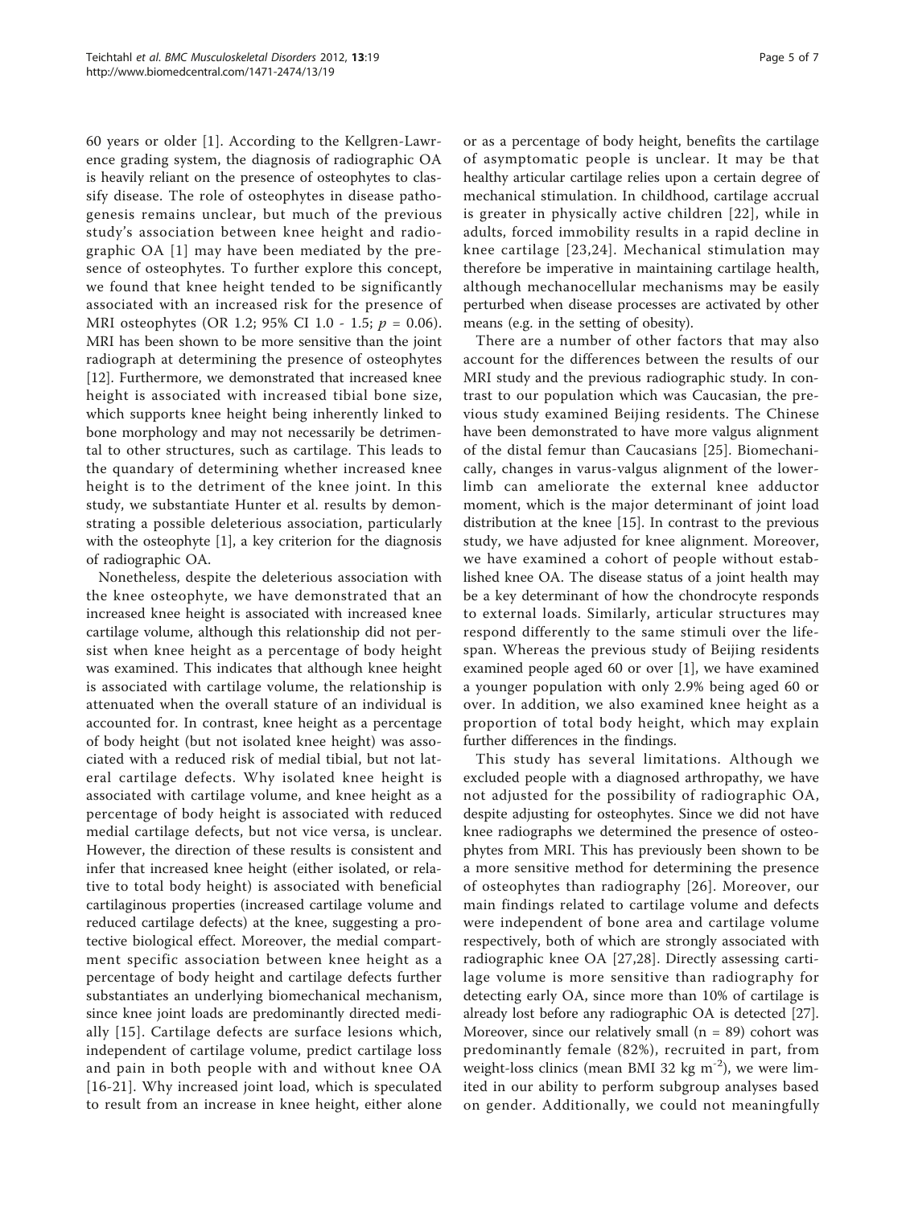60 years or older [1]. According to the Kellgren-Lawrence grading system, the diagnosis of radiographic OA is heavily reliant on the presence of osteophytes to classify disease. The role of osteophytes in disease pathogenesis remains unclear, but much of the previous study's association between knee height and radiographic OA [1] may have been mediated by the presence of osteophytes. To further explore this concept, we found that knee height tended to be significantly associated with an increased risk for the presence of MRI osteophytes (OR 1.2; 95% CI 1.0 - 1.5; $p = 0.06$). MRI has been shown to be more sensitive than the joint radiograph at determining the presence of osteophytes [12]. Furthermore, we demonstrated that increased knee height is associated with increased tibial bone size, which supports knee height being inherently linked to bone morphology and may not necessarily be detrimental to other structures, such as cartilage. This leads to the quandary of determining whether increased knee height is to the detriment of the knee joint. In this study, we substantiate Hunter et al. results by demonstrating a possible deleterious association, particularly with the osteophyte [1], a key criterion for the diagnosis of radiographic OA.

Nonetheless, despite the deleterious association with the knee osteophyte, we have demonstrated that an increased knee height is associated with increased knee cartilage volume, although this relationship did not persist when knee height as a percentage of body height was examined. This indicates that although knee height is associated with cartilage volume, the relationship is attenuated when the overall stature of an individual is accounted for. In contrast, knee height as a percentage of body height (but not isolated knee height) was associated with a reduced risk of medial tibial, but not lateral cartilage defects. Why isolated knee height is associated with cartilage volume, and knee height as a percentage of body height is associated with reduced medial cartilage defects, but not vice versa, is unclear. However, the direction of these results is consistent and infer that increased knee height (either isolated, or relative to total body height) is associated with beneficial cartilaginous properties (increased cartilage volume and reduced cartilage defects) at the knee, suggesting a protective biological effect. Moreover, the medial compartment specific association between knee height as a percentage of body height and cartilage defects further substantiates an underlying biomechanical mechanism, since knee joint loads are predominantly directed medially [15]. Cartilage defects are surface lesions which, independent of cartilage volume, predict cartilage loss and pain in both people with and without knee OA [16-21]. Why increased joint load, which is speculated to result from an increase in knee height, either alone or as a percentage of body height, benefits the cartilage of asymptomatic people is unclear. It may be that healthy articular cartilage relies upon a certain degree of mechanical stimulation. In childhood, cartilage accrual is greater in physically active children [22], while in adults, forced immobility results in a rapid decline in knee cartilage [23,24]. Mechanical stimulation may therefore be imperative in maintaining cartilage health, although mechanocellular mechanisms may be easily perturbed when disease processes are activated by other means (e.g. in the setting of obesity).

There are a number of other factors that may also account for the differences between the results of our MRI study and the previous radiographic study. In contrast to our population which was Caucasian, the previous study examined Beijing residents. The Chinese have been demonstrated to have more valgus alignment of the distal femur than Caucasians [25]. Biomechanically, changes in varus-valgus alignment of the lower-limb can ameliorate the external knee adductor moment, which is the major determinant of joint load distribution at the knee [15]. In contrast to the previous study, we have adjusted for knee alignment. Moreover, we have examined a cohort of people without established knee OA. The disease status of a joint health may be a key determinant of how the chondrocyte responds to external loads. Similarly, articular structures may respond differently to the same stimuli over the lifespan. Whereas the previous study of Beijing residents examined people aged 60 or over [1], we have examined a younger population with only 2.9% being aged 60 or over. In addition, we also examined knee height as a proportion of total body height, which may explain further differences in the findings.

This study has several limitations. Although we excluded people with a diagnosed arthropathy, we have not adjusted for the possibility of radiographic OA, despite adjusting for osteophytes. Since we did not have knee radiographs we determined the presence of osteophytes from MRI. This has previously been shown to be a more sensitive method for determining the presence of osteophytes than radiography [26]. Moreover, our main findings related to cartilage volume and defects were independent of bone area and cartilage volume respectively, both of which are strongly associated with radiographic knee OA [27,28]. Directly assessing cartilage volume is more sensitive than radiography for detecting early OA, since more than 10% of cartilage is already lost before any radiographic OA is detected [27]. Moreover, since our relatively small (n = 89) cohort was predominantly female (82%), recruited in part, from weight-loss clinics (mean BMI 32 kg $m^{-2}$), we were limited in our ability to perform subgroup analyses based on gender. Additionally, we could not meaningfully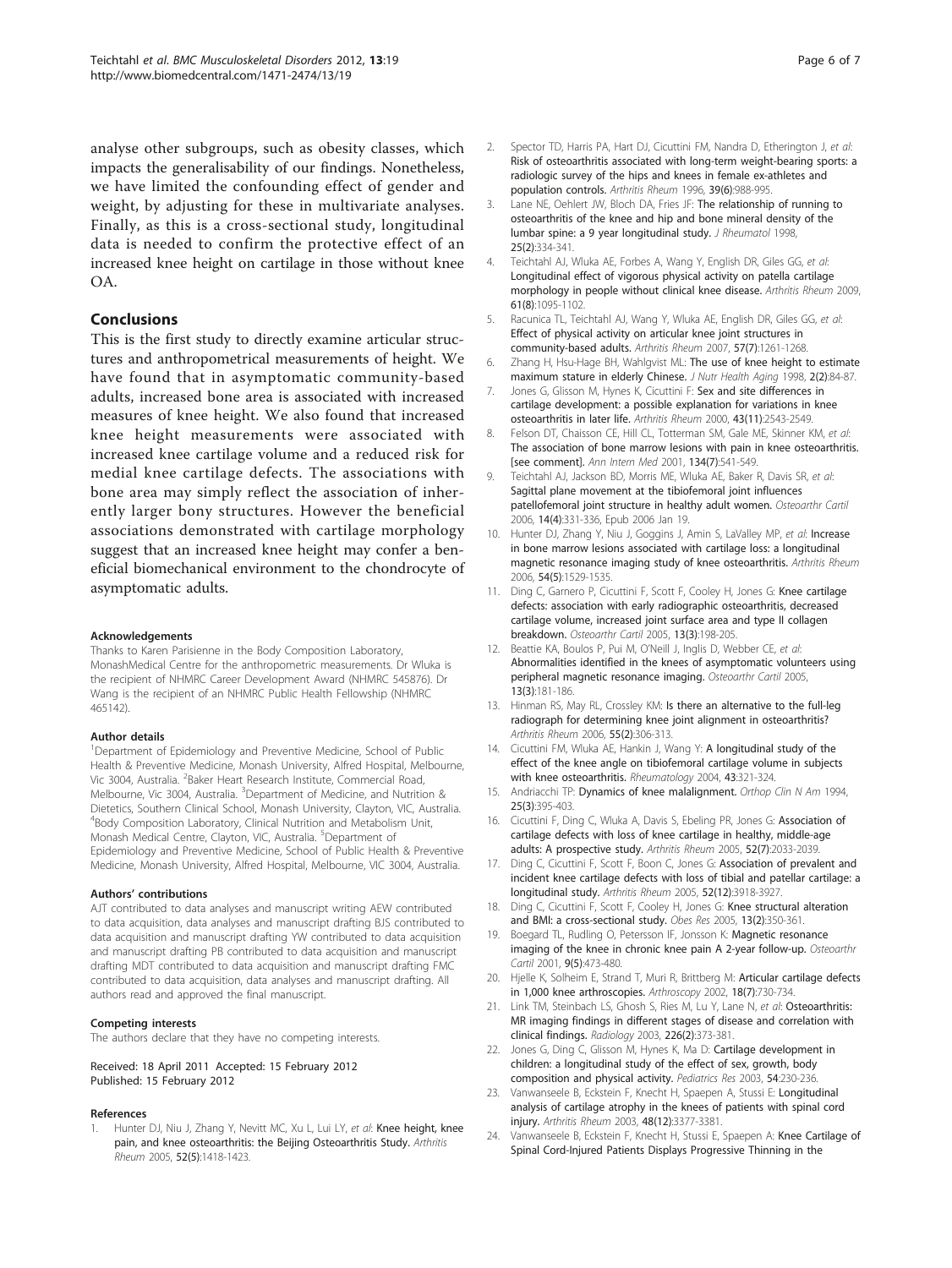analyse other subgroups, such as obesity classes, which impacts the generalisability of our findings. Nonetheless, we have limited the confounding effect of gender and weight, by adjusting for these in multivariate analyses. Finally, as this is a cross-sectional study, longitudinal data is needed to confirm the protective effect of an increased knee height on cartilage in those without knee OA.

## Conclusions

This is the first study to directly examine articular structures and anthropometrical measurements of height. We have found that in asymptomatic community-based adults, increased bone area is associated with increased measures of knee height. We also found that increased knee height measurements were associated with increased knee cartilage volume and a reduced risk for medial knee cartilage defects. The associations with bone area may simply reflect the association of inherently larger bony structures. However the beneficial associations demonstrated with cartilage morphology suggest that an increased knee height may confer a beneficial biomechanical environment to the chondrocyte of asymptomatic adults.

#### Acknowledgements

Thanks to Karen Parisienne in the Body Composition Laboratory, MonashMedical Centre for the anthropometric measurements. Dr Wluka is the recipient of NHMRC Career Development Award (NHMRC 545876). Dr Wang is the recipient of an NHMRC Public Health Fellowship (NHMRC 465142).

#### Author details

[1]Department of Epidemiology and Preventive Medicine, School of Public Health & Preventive Medicine, Monash University, Alfred Hospital, Melbourne, Vic 3004, Australia. [2]Baker Heart Research Institute, Commercial Road, Melbourne, Vic 3004, Australia. [3]Department of Medicine, and Nutrition & Dietetics, Southern Clinical School, Monash University, Clayton, VIC, Australia. [4]Body Composition Laboratory, Clinical Nutrition and Metabolism Unit, Monash Medical Centre, Clayton, VIC, Australia. [5]Department of Epidemiology and Preventive Medicine, School of Public Health & Preventive Medicine, Monash University, Alfred Hospital, Melbourne, VIC 3004, Australia.

#### Authors' contributions

AJT contributed to data analyses and manuscript writing AEW contributed to data acquisition, data analyses and manuscript drafting BJS contributed to data acquisition and manuscript drafting YW contributed to data acquisition and manuscript drafting PB contributed to data acquisition and manuscript drafting MDT contributed to data acquisition and manuscript drafting FMC contributed to data acquisition, data analyses and manuscript drafting. All authors read and approved the final manuscript.

#### Competing interests

The authors declare that they have no competing interests.

Received: 18 April 2011 Accepted: 15 February 2012
Published: 15 February 2012

#### References

1. Hunter DJ, Niu J, Zhang Y, Nevitt MC, Xu L, Lui LY, *et al*: Knee height, knee pain, and knee osteoarthritis: the Beijing Osteoarthritis Study. *Arthritis Rheum* 2005, 52(5):1418-1423.
2. Spector TD, Harris PA, Hart DJ, Cicuttini FM, Nandra D, Etherington J, *et al*: Risk of osteoarthritis associated with long-term weight-bearing sports: a radiologic survey of the hips and knees in female ex-athletes and population controls. *Arthritis Rheum* 1996, 39(6):988-995.
3. Lane NE, Oehlert JW, Bloch DA, Fries JF: The relationship of running to osteoarthritis of the knee and hip and bone mineral density of the lumbar spine: a 9 year longitudinal study. *J Rheumatol* 1998, 25(2):334-341.
4. Teichtahl AJ, Wluka AE, Forbes A, Wang Y, English DR, Giles GG, *et al*: Longitudinal effect of vigorous physical activity on patella cartilage morphology in people without clinical knee disease. *Arthritis Rheum* 2009, 61(8):1095-1102.
5. Racunica TL, Teichtahl AJ, Wang Y, Wluka AE, English DR, Giles GG, *et al*: Effect of physical activity on articular knee joint structures in community-based adults. *Arthritis Rheum* 2007, 57(7):1261-1268.
6. Zhang H, Hsu-Hage BH, Wahlgvist ML: The use of knee height to estimate maximum stature in elderly Chinese. *J Nutr Health Aging* 1998, 2(2):84-87.
7. Jones G, Glisson M, Hynes K, Cicuttini F: Sex and site differences in cartilage development: a possible explanation for variations in knee osteoarthritis in later life. *Arthritis Rheum* 2000, 43(11):2543-2549.
8. Felson DT, Chaisson CE, Hill CL, Totterman SM, Gale ME, Skinner KM, *et al*: The association of bone marrow lesions with pain in knee osteoarthritis. [see comment]. *Ann Intern Med* 2001, 134(7):541-549.
9. Teichtahl AJ, Jackson BD, Morris ME, Wluka AE, Baker R, Davis SR, *et al*: Sagittal plane movement at the tibiofemoral joint influences patellofemoral joint structure in healthy adult women. *Osteoarthr Cartil* 2006, 14(4):331-336, Epub 2006 Jan 19.
10. Hunter DJ, Zhang Y, Niu J, Goggins J, Amin S, LaValley MP, *et al*: Increase in bone marrow lesions associated with cartilage loss: a longitudinal magnetic resonance imaging study of knee osteoarthritis. *Arthritis Rheum* 2006, 54(5):1529-1535.
11. Ding C, Garnero P, Cicuttini F, Scott F, Cooley H, Jones G: Knee cartilage defects: association with early radiographic osteoarthritis, decreased cartilage volume, increased joint surface area and type II collagen breakdown. *Osteoarthr Cartil* 2005, 13(3):198-205.
12. Beattie KA, Boulos P, Pui M, O'Neill J, Inglis D, Webber CE, *et al*: Abnormalities identified in the knees of asymptomatic volunteers using peripheral magnetic resonance imaging. *Osteoarthr Cartil* 2005, 13(3):181-186.
13. Hinman RS, May RL, Crossley KM: Is there an alternative to the full-leg radiograph for determining knee joint alignment in osteoarthritis? *Arthritis Rheum* 2006, 55(2):306-313.
14. Cicuttini FM, Wluka AE, Hankin J, Wang Y: A longitudinal study of the effect of the knee angle on tibiofemoral cartilage volume in subjects with knee osteoarthritis. *Rheumatology* 2004, 43:321-324.
15. Andriacchi TP: Dynamics of knee malalignment. *Orthop Clin N Am* 1994, 25(3):395-403.
16. Cicuttini F, Ding C, Wluka A, Davis S, Ebeling PR, Jones G: Association of cartilage defects with loss of knee cartilage in healthy, middle-age adults: A prospective study. *Arthritis Rheum* 2005, 52(7):2033-2039.
17. Ding C, Cicuttini F, Scott F, Boon C, Jones G: Association of prevalent and incident knee cartilage defects with loss of tibial and patellar cartilage: a longitudinal study. *Arthritis Rheum* 2005, 52(12):3918-3927.
18. Ding C, Cicuttini F, Scott F, Cooley H, Jones G: Knee structural alteration and BMI: a cross-sectional study. *Obes Res* 2005, 13(2):350-361.
19. Boegard TL, Rudling O, Petersson IF, Jonsson K: Magnetic resonance imaging of the knee in chronic knee pain A 2-year follow-up. *Osteoarthr Cartil* 2001, 9(5):473-480.
20. Hjelle K, Solheim E, Strand T, Muri R, Brittberg M: Articular cartilage defects in 1,000 knee arthroscopies. *Arthroscopy* 2002, 18(7):730-734.
21. Link TM, Steinbach LS, Ghosh S, Ries M, Lu Y, Lane N, *et al*: Osteoarthritis: MR imaging findings in different stages of disease and correlation with clinical findings. *Radiology* 2003, 226(2):373-381.
22. Jones G, Ding C, Glisson M, Hynes K, Ma D: Cartilage development in children: a longitudinal study of the effect of sex, growth, body composition and physical activity. *Pediatrics Res* 2003, 54:230-236.
23. Vanwanseele B, Eckstein F, Knecht H, Spaepen A, Stussi E: Longitudinal analysis of cartilage atrophy in the knees of patients with spinal cord injury. *Arthritis Rheum* 2003, 48(12):3377-3381.
24. Vanwanseele B, Eckstein F, Knecht H, Stussi E, Spaepen A: Knee Cartilage of Spinal Cord-Injured Patients Displays Progressive Thinning in the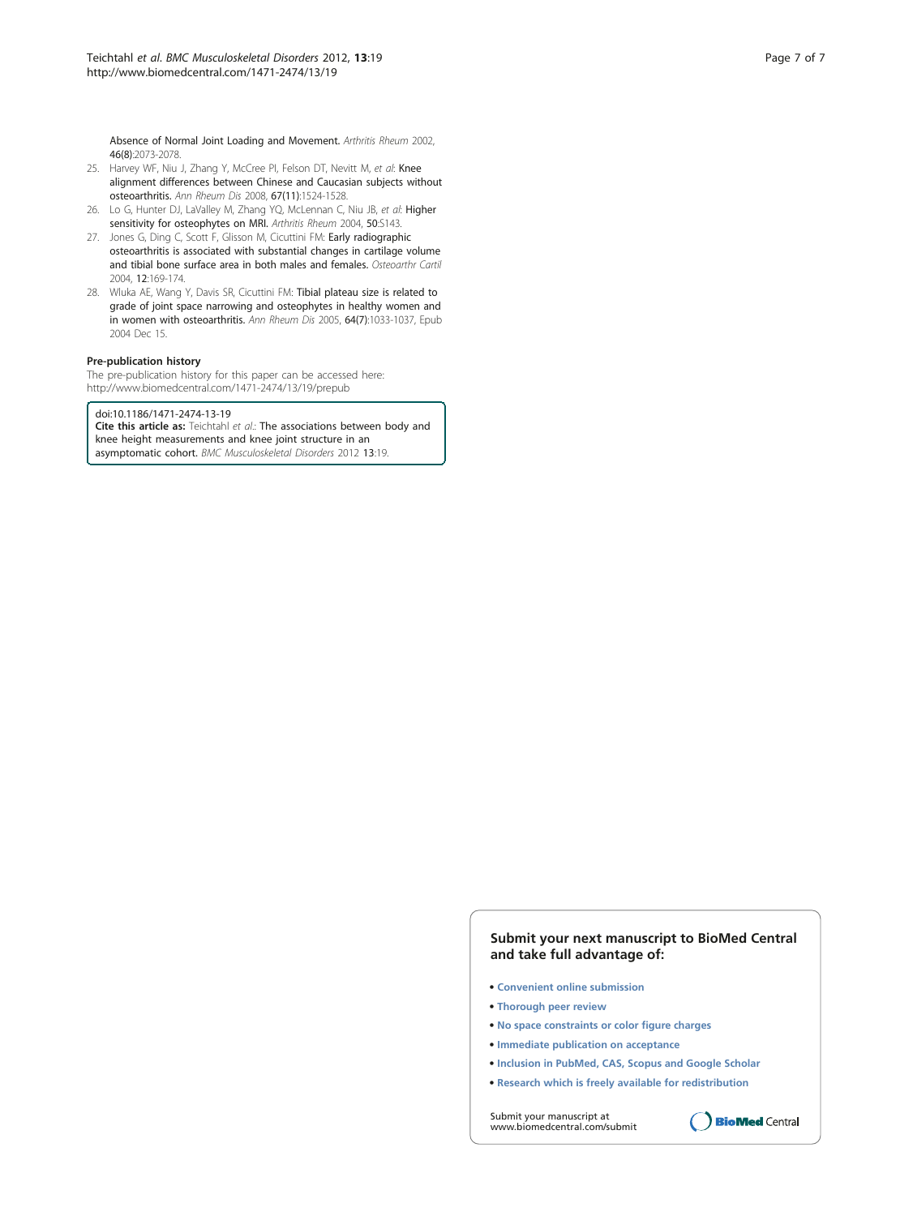Absence of Normal Joint Loading and Movement. *Arthritis Rheum* 2002, **46(8)**:2073-2078.

25. Harvey WF, Niu J, Zhang Y, McCree PI, Felson DT, Nevitt M, *et al*: **Knee alignment differences between Chinese and Caucasian subjects without osteoarthritis.** *Ann Rheum Dis* 2008, **67(11)**:1524-1528.
26. Lo G, Hunter DJ, LaValley M, Zhang YQ, McLennan C, Niu JB, *et al*: **Higher sensitivity for osteophytes on MRI.** *Arthritis Rheum* 2004, **50**:S143.
27. Jones G, Ding C, Scott F, Glisson M, Cicuttini FM: **Early radiographic osteoarthritis is associated with substantial changes in cartilage volume and tibial bone surface area in both males and females.** *Osteoarthr Cartil* 2004, **12**:169-174.
28. Wluka AE, Wang Y, Davis SR, Cicuttini FM: **Tibial plateau size is related to grade of joint space narrowing and osteophytes in healthy women and in women with osteoarthritis.** *Ann Rheum Dis* 2005, **64(7)**:1033-1037, Epub 2004 Dec 15.

**Pre-publication history**

The pre-publication history for this paper can be accessed here: http://www.biomedcentral.com/1471-2474/13/19/prepub

doi:10.1186/1471-2474-13-19

**Cite this article as:** Teichtahl *et al.*: The associations between body and knee height measurements and knee joint structure in an asymptomatic cohort. *BMC Musculoskeletal Disorders* 2012 **13**:19.

**Submit your next manuscript to BioMed Central and take full advantage of:**

- **Convenient online submission**
- **Thorough peer review**
- **No space constraints or color figure charges**
- **Immediate publication on acceptance**
- **Inclusion in PubMed, CAS, Scopus and Google Scholar**
- **Research which is freely available for redistribution**

Submit your manuscript at www.biomedcentral.com/submit

BioMed Central